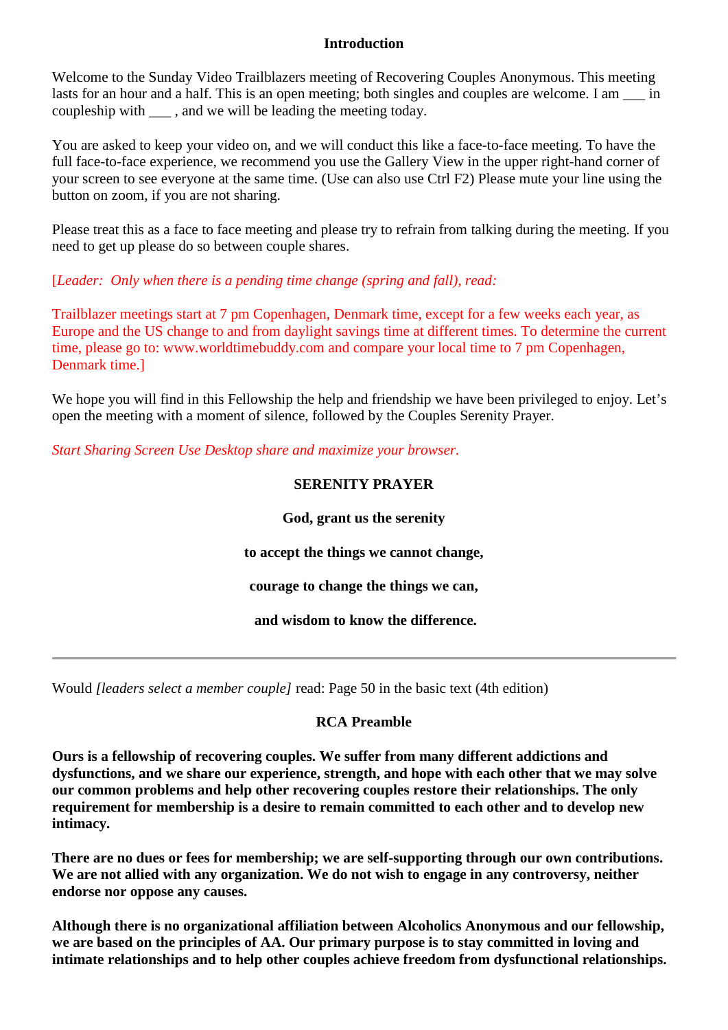## Introduction

Welcome to the Sunday Video Trailblazers meeting of Recovering Couples Anonymous. This meeting lasts for an hour and a half. This is an open meeting; both singles and couples are welcome. I am ___ in coupleship with ___ , and we will be leading the meeting today.

You are asked to keep your video on, and we will conduct this like a face-to-face meeting. To have the full face-to-face experience, we recommend you use the Gallery View in the upper right-hand corner of your screen to see everyone at the same time. (Use can also use Ctrl F2) Please mute your line using the button on zoom, if you are not sharing.

Please treat this as a face to face meeting and please try to refrain from talking during the meeting. If you need to get up please do so between couple shares.

[*Leader: Only when there is a pending time change (spring and fall), read:*

Trailblazer meetings start at 7 pm Copenhagen, Denmark time, except for a few weeks each year, as Europe and the US change to and from daylight savings time at different times. To determine the current time, please go to: www.worldtimebuddy.com and compare your local time to 7 pm Copenhagen, Denmark time.]

We hope you will find in this Fellowship the help and friendship we have been privileged to enjoy. Let's open the meeting with a moment of silence, followed by the Couples Serenity Prayer.

*Start Sharing Screen Use Desktop share and maximize your browser.*

**SERENITY PRAYER**

**God, grant us the serenity**

**to accept the things we cannot change,**

**courage to change the things we can,**

**and wisdom to know the difference.**

---

Would *[leaders select a member couple]* read: Page 50 in the basic text (4th edition)

**RCA Preamble**

**Ours is a fellowship of recovering couples. We suffer from many different addictions and dysfunctions, and we share our experience, strength, and hope with each other that we may solve our common problems and help other recovering couples restore their relationships. The only requirement for membership is a desire to remain committed to each other and to develop new intimacy.**

**There are no dues or fees for membership; we are self-supporting through our own contributions. We are not allied with any organization. We do not wish to engage in any controversy, neither endorse nor oppose any causes.**

**Although there is no organizational affiliation between Alcoholics Anonymous and our fellowship, we are based on the principles of AA. Our primary purpose is to stay committed in loving and intimate relationships and to help other couples achieve freedom from dysfunctional relationships.**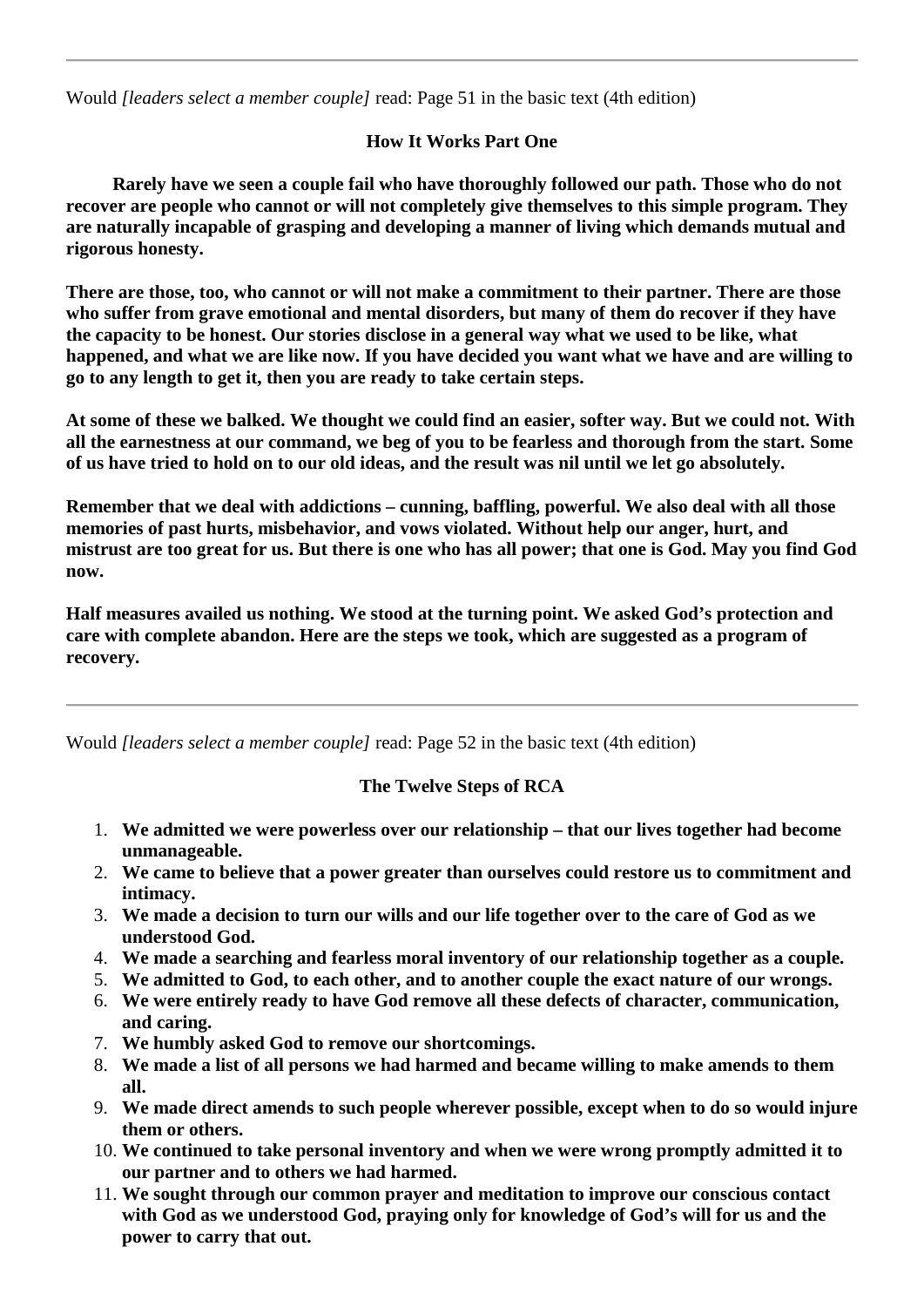---

Would *[leaders select a member couple]* read: Page 51 in the basic text (4th edition)

**How It Works Part One**

**Rarely have we seen a couple fail who have thoroughly followed our path. Those who do not recover are people who cannot or will not completely give themselves to this simple program. They are naturally incapable of grasping and developing a manner of living which demands mutual and rigorous honesty.**

**There are those, too, who cannot or will not make a commitment to their partner. There are those who suffer from grave emotional and mental disorders, but many of them do recover if they have the capacity to be honest. Our stories disclose in a general way what we used to be like, what happened, and what we are like now. If you have decided you want what we have and are willing to go to any length to get it, then you are ready to take certain steps.**

**At some of these we balked. We thought we could find an easier, softer way. But we could not. With all the earnestness at our command, we beg of you to be fearless and thorough from the start. Some of us have tried to hold on to our old ideas, and the result was nil until we let go absolutely.**

**Remember that we deal with addictions – cunning, baffling, powerful. We also deal with all those memories of past hurts, misbehavior, and vows violated. Without help our anger, hurt, and mistrust are too great for us. But there is one who has all power; that one is God. May you find God now.**

**Half measures availed us nothing. We stood at the turning point. We asked God's protection and care with complete abandon. Here are the steps we took, which are suggested as a program of recovery.**

---

Would *[leaders select a member couple]* read: Page 52 in the basic text (4th edition)

**The Twelve Steps of RCA**

1. **We admitted we were powerless over our relationship – that our lives together had become unmanageable.**
2. **We came to believe that a power greater than ourselves could restore us to commitment and intimacy.**
3. **We made a decision to turn our wills and our life together over to the care of God as we understood God.**
4. **We made a searching and fearless moral inventory of our relationship together as a couple.**
5. **We admitted to God, to each other, and to another couple the exact nature of our wrongs.**
6. **We were entirely ready to have God remove all these defects of character, communication, and caring.**
7. **We humbly asked God to remove our shortcomings.**
8. **We made a list of all persons we had harmed and became willing to make amends to them all.**
9. **We made direct amends to such people wherever possible, except when to do so would injure them or others.**
10. **We continued to take personal inventory and when we were wrong promptly admitted it to our partner and to others we had harmed.**
11. **We sought through our common prayer and meditation to improve our conscious contact with God as we understood God, praying only for knowledge of God's will for us and the power to carry that out.**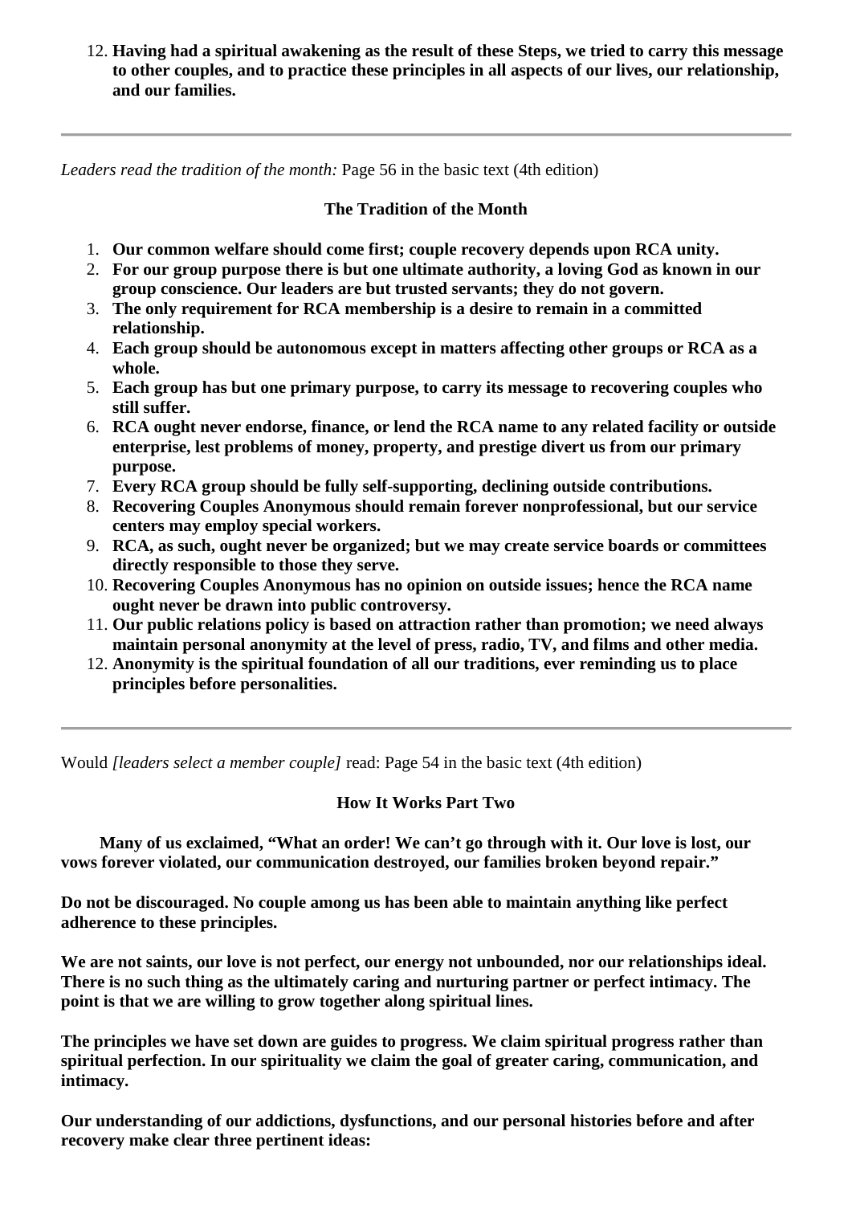12. **Having had a spiritual awakening as the result of these Steps, we tried to carry this message to other couples, and to practice these principles in all aspects of our lives, our relationship, and our families.**

---

*Leaders read the tradition of the month:* Page 56 in the basic text (4th edition)

**The Tradition of the Month**

1. **Our common welfare should come first; couple recovery depends upon RCA unity.**
2. **For our group purpose there is but one ultimate authority, a loving God as known in our group conscience. Our leaders are but trusted servants; they do not govern.**
3. **The only requirement for RCA membership is a desire to remain in a committed relationship.**
4. **Each group should be autonomous except in matters affecting other groups or RCA as a whole.**
5. **Each group has but one primary purpose, to carry its message to recovering couples who still suffer.**
6. **RCA ought never endorse, finance, or lend the RCA name to any related facility or outside enterprise, lest problems of money, property, and prestige divert us from our primary purpose.**
7. **Every RCA group should be fully self-supporting, declining outside contributions.**
8. **Recovering Couples Anonymous should remain forever nonprofessional, but our service centers may employ special workers.**
9. **RCA, as such, ought never be organized; but we may create service boards or committees directly responsible to those they serve.**
10. **Recovering Couples Anonymous has no opinion on outside issues; hence the RCA name ought never be drawn into public controversy.**
11. **Our public relations policy is based on attraction rather than promotion; we need always maintain personal anonymity at the level of press, radio, TV, and films and other media.**
12. **Anonymity is the spiritual foundation of all our traditions, ever reminding us to place principles before personalities.**

---

Would *[leaders select a member couple]* read: Page 54 in the basic text (4th edition)

**How It Works Part Two**

**Many of us exclaimed, "What an order! We can't go through with it. Our love is lost, our vows forever violated, our communication destroyed, our families broken beyond repair."**

**Do not be discouraged. No couple among us has been able to maintain anything like perfect adherence to these principles.**

**We are not saints, our love is not perfect, our energy not unbounded, nor our relationships ideal. There is no such thing as the ultimately caring and nurturing partner or perfect intimacy. The point is that we are willing to grow together along spiritual lines.**

**The principles we have set down are guides to progress. We claim spiritual progress rather than spiritual perfection. In our spirituality we claim the goal of greater caring, communication, and intimacy.**

**Our understanding of our addictions, dysfunctions, and our personal histories before and after recovery make clear three pertinent ideas:**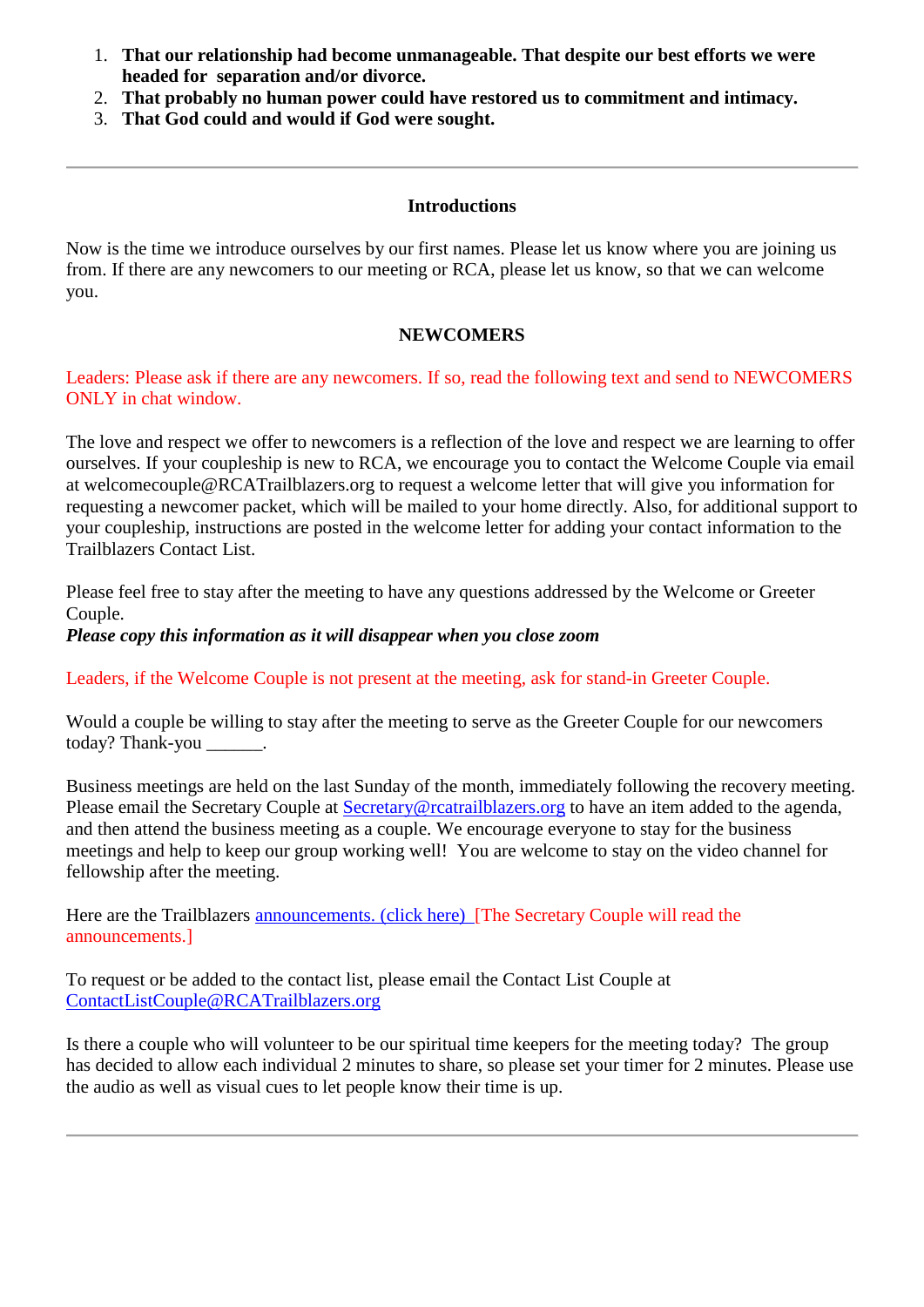1. **That our relationship had become unmanageable. That despite our best efforts we were headed for separation and/or divorce.**
2. **That probably no human power could have restored us to commitment and intimacy.**
3. **That God could and would if God were sought.**

---

**Introductions**

Now is the time we introduce ourselves by our first names. Please let us know where you are joining us from. If there are any newcomers to our meeting or RCA, please let us know, so that we can welcome you.

**NEWCOMERS**

Leaders: Please ask if there are any newcomers. If so, read the following text and send to NEWCOMERS ONLY in chat window.

The love and respect we offer to newcomers is a reflection of the love and respect we are learning to offer ourselves. If your coupleship is new to RCA, we encourage you to contact the Welcome Couple via email at welcomecouple@RCATrailblazers.org to request a welcome letter that will give you information for requesting a newcomer packet, which will be mailed to your home directly. Also, for additional support to your coupleship, instructions are posted in the welcome letter for adding your contact information to the Trailblazers Contact List.

Please feel free to stay after the meeting to have any questions addressed by the Welcome or Greeter Couple.
***Please copy this information as it will disappear when you close zoom***

Leaders, if the Welcome Couple is not present at the meeting, ask for stand-in Greeter Couple.

Would a couple be willing to stay after the meeting to serve as the Greeter Couple for our newcomers today? Thank-you ______.

Business meetings are held on the last Sunday of the month, immediately following the recovery meeting. Please email the Secretary Couple at Secretary@rcatrailblazers.org to have an item added to the agenda, and then attend the business meeting as a couple. We encourage everyone to stay for the business meetings and help to keep our group working well! You are welcome to stay on the video channel for fellowship after the meeting.

Here are the Trailblazers announcements. (click here) [The Secretary Couple will read the announcements.]

To request or be added to the contact list, please email the Contact List Couple at ContactListCouple@RCATrailblazers.org

Is there a couple who will volunteer to be our spiritual time keepers for the meeting today? The group has decided to allow each individual 2 minutes to share, so please set your timer for 2 minutes. Please use the audio as well as visual cues to let people know their time is up.

---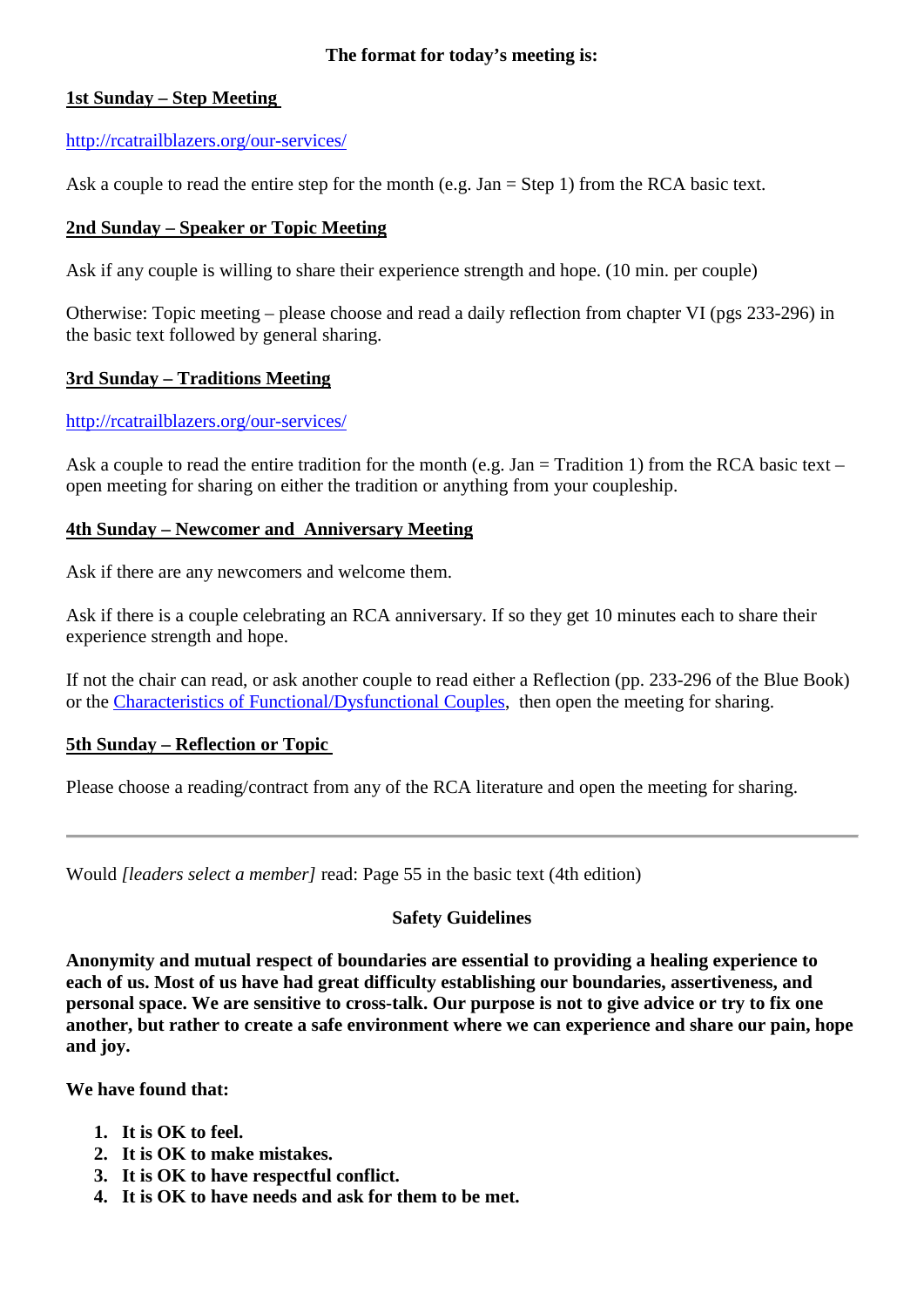**The format for today's meeting is:**

## 1st Sunday – Step Meeting

http://rcatrailblazers.org/our-services/

Ask a couple to read the entire step for the month (e.g. Jan = Step 1) from the RCA basic text.

## 2nd Sunday – Speaker or Topic Meeting

Ask if any couple is willing to share their experience strength and hope. (10 min. per couple)

Otherwise: Topic meeting – please choose and read a daily reflection from chapter VI (pgs 233-296) in the basic text followed by general sharing.

## 3rd Sunday – Traditions Meeting

http://rcatrailblazers.org/our-services/

Ask a couple to read the entire tradition for the month (e.g. Jan = Tradition 1) from the RCA basic text – open meeting for sharing on either the tradition or anything from your coupleship.

## 4th Sunday – Newcomer and Anniversary Meeting

Ask if there are any newcomers and welcome them.

Ask if there is a couple celebrating an RCA anniversary. If so they get 10 minutes each to share their experience strength and hope.

If not the chair can read, or ask another couple to read either a Reflection (pp. 233-296 of the Blue Book) or the Characteristics of Functional/Dysfunctional Couples, then open the meeting for sharing.

## 5th Sunday – Reflection or Topic

Please choose a reading/contract from any of the RCA literature and open the meeting for sharing.

---

Would *[leaders select a member]* read: Page 55 in the basic text (4th edition)

**Safety Guidelines**

**Anonymity and mutual respect of boundaries are essential to providing a healing experience to each of us. Most of us have had great difficulty establishing our boundaries, assertiveness, and personal space. We are sensitive to cross-talk. Our purpose is not to give advice or try to fix one another, but rather to create a safe environment where we can experience and share our pain, hope and joy.**

**We have found that:**

1. **It is OK to feel.**
2. **It is OK to make mistakes.**
3. **It is OK to have respectful conflict.**
4. **It is OK to have needs and ask for them to be met.**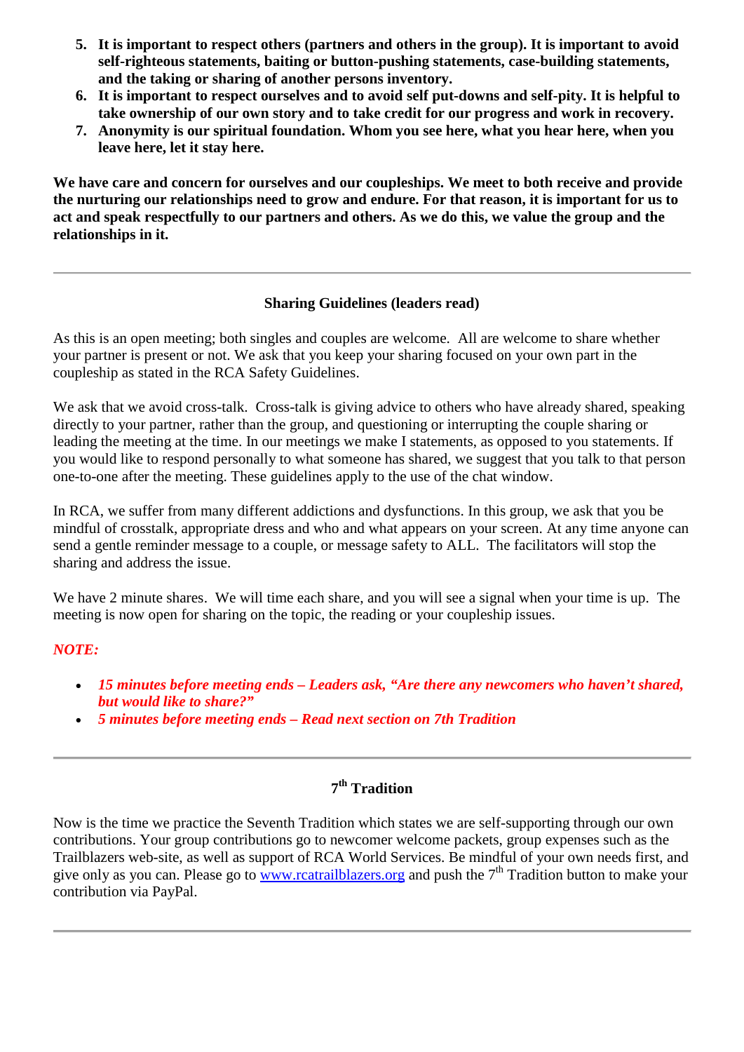5. **It is important to respect others (partners and others in the group). It is important to avoid self-righteous statements, baiting or button-pushing statements, case-building statements, and the taking or sharing of another persons inventory.**
6. **It is important to respect ourselves and to avoid self put-downs and self-pity. It is helpful to take ownership of our own story and to take credit for our progress and work in recovery.**
7. **Anonymity is our spiritual foundation. Whom you see here, what you hear here, when you leave here, let it stay here.**

**We have care and concern for ourselves and our coupleships. We meet to both receive and provide the nurturing our relationships need to grow and endure. For that reason, it is important for us to act and speak respectfully to our partners and others. As we do this, we value the group and the relationships in it.**

---

### Sharing Guidelines (leaders read)

As this is an open meeting; both singles and couples are welcome. All are welcome to share whether your partner is present or not. We ask that you keep your sharing focused on your own part in the coupleship as stated in the RCA Safety Guidelines.

We ask that we avoid cross-talk. Cross-talk is giving advice to others who have already shared, speaking directly to your partner, rather than the group, and questioning or interrupting the couple sharing or leading the meeting at the time. In our meetings we make I statements, as opposed to you statements. If you would like to respond personally to what someone has shared, we suggest that you talk to that person one-to-one after the meeting. These guidelines apply to the use of the chat window.

In RCA, we suffer from many different addictions and dysfunctions. In this group, we ask that you be mindful of crosstalk, appropriate dress and who and what appears on your screen. At any time anyone can send a gentle reminder message to a couple, or message safety to ALL. The facilitators will stop the sharing and address the issue.

We have 2 minute shares. We will time each share, and you will see a signal when your time is up. The meeting is now open for sharing on the topic, the reading or your coupleship issues.

***NOTE:***

- ***15 minutes before meeting ends – Leaders ask, "Are there any newcomers who haven't shared, but would like to share?"***
- ***5 minutes before meeting ends – Read next section on 7th Tradition***

---

### 7th Tradition

Now is the time we practice the Seventh Tradition which states we are self-supporting through our own contributions. Your group contributions go to newcomer welcome packets, group expenses such as the Trailblazers web-site, as well as support of RCA World Services. Be mindful of your own needs first, and give only as you can. Please go to www.rcatrailblazers.org and push the 7th Tradition button to make your contribution via PayPal.

---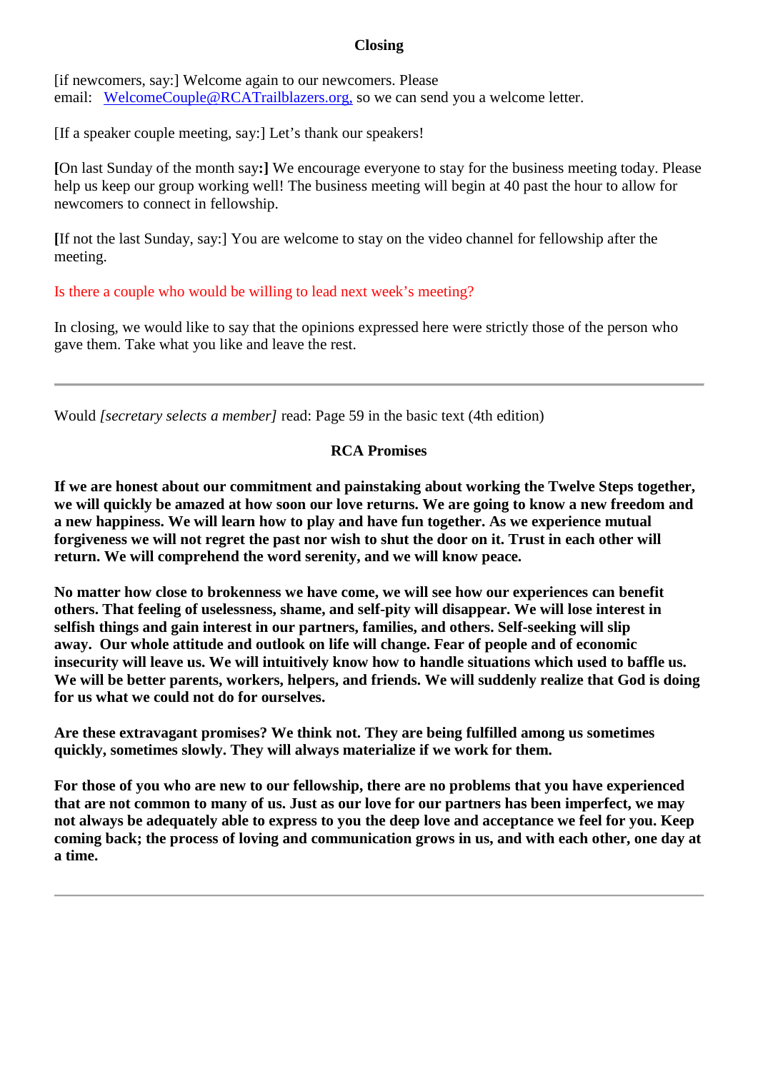## Closing

[if newcomers, say:] Welcome again to our newcomers. Please email: [WelcomeCouple@RCATrailblazers.org,](mailto:WelcomeCouple@RCATrailblazers.org) so we can send you a welcome letter.

[If a speaker couple meeting, say:] Let's thank our speakers!

**[**On last Sunday of the month say**:]** We encourage everyone to stay for the business meeting today. Please help us keep our group working well! The business meeting will begin at 40 past the hour to allow for newcomers to connect in fellowship.

**[**If not the last Sunday, say:] You are welcome to stay on the video channel for fellowship after the meeting.

Is there a couple who would be willing to lead next week's meeting?

In closing, we would like to say that the opinions expressed here were strictly those of the person who gave them. Take what you like and leave the rest.

---

Would *[secretary selects a member]* read: Page 59 in the basic text (4th edition)

### RCA Promises

**If we are honest about our commitment and painstaking about working the Twelve Steps together, we will quickly be amazed at how soon our love returns. We are going to know a new freedom and a new happiness. We will learn how to play and have fun together. As we experience mutual forgiveness we will not regret the past nor wish to shut the door on it. Trust in each other will return. We will comprehend the word serenity, and we will know peace.**

**No matter how close to brokenness we have come, we will see how our experiences can benefit others. That feeling of uselessness, shame, and self-pity will disappear. We will lose interest in selfish things and gain interest in our partners, families, and others. Self-seeking will slip away. Our whole attitude and outlook on life will change. Fear of people and of economic insecurity will leave us. We will intuitively know how to handle situations which used to baffle us. We will be better parents, workers, helpers, and friends. We will suddenly realize that God is doing for us what we could not do for ourselves.**

**Are these extravagant promises? We think not. They are being fulfilled among us sometimes quickly, sometimes slowly. They will always materialize if we work for them.**

**For those of you who are new to our fellowship, there are no problems that you have experienced that are not common to many of us. Just as our love for our partners has been imperfect, we may not always be adequately able to express to you the deep love and acceptance we feel for you. Keep coming back; the process of loving and communication grows in us, and with each other, one day at a time.**

---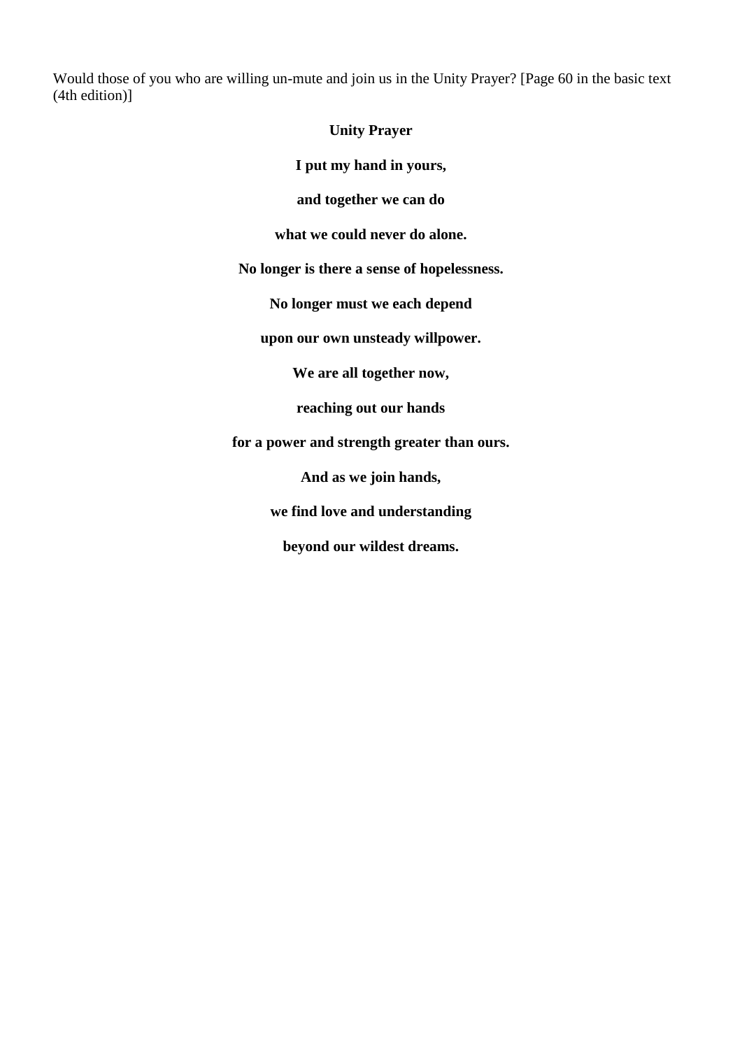Would those of you who are willing un-mute and join us in the Unity Prayer? [Page 60 in the basic text (4th edition)]

**Unity Prayer**

**I put my hand in yours,**

**and together we can do**

**what we could never do alone.**

**No longer is there a sense of hopelessness.**

**No longer must we each depend**

**upon our own unsteady willpower.**

**We are all together now,**

**reaching out our hands**

**for a power and strength greater than ours.**

**And as we join hands,**

**we find love and understanding**

**beyond our wildest dreams.**